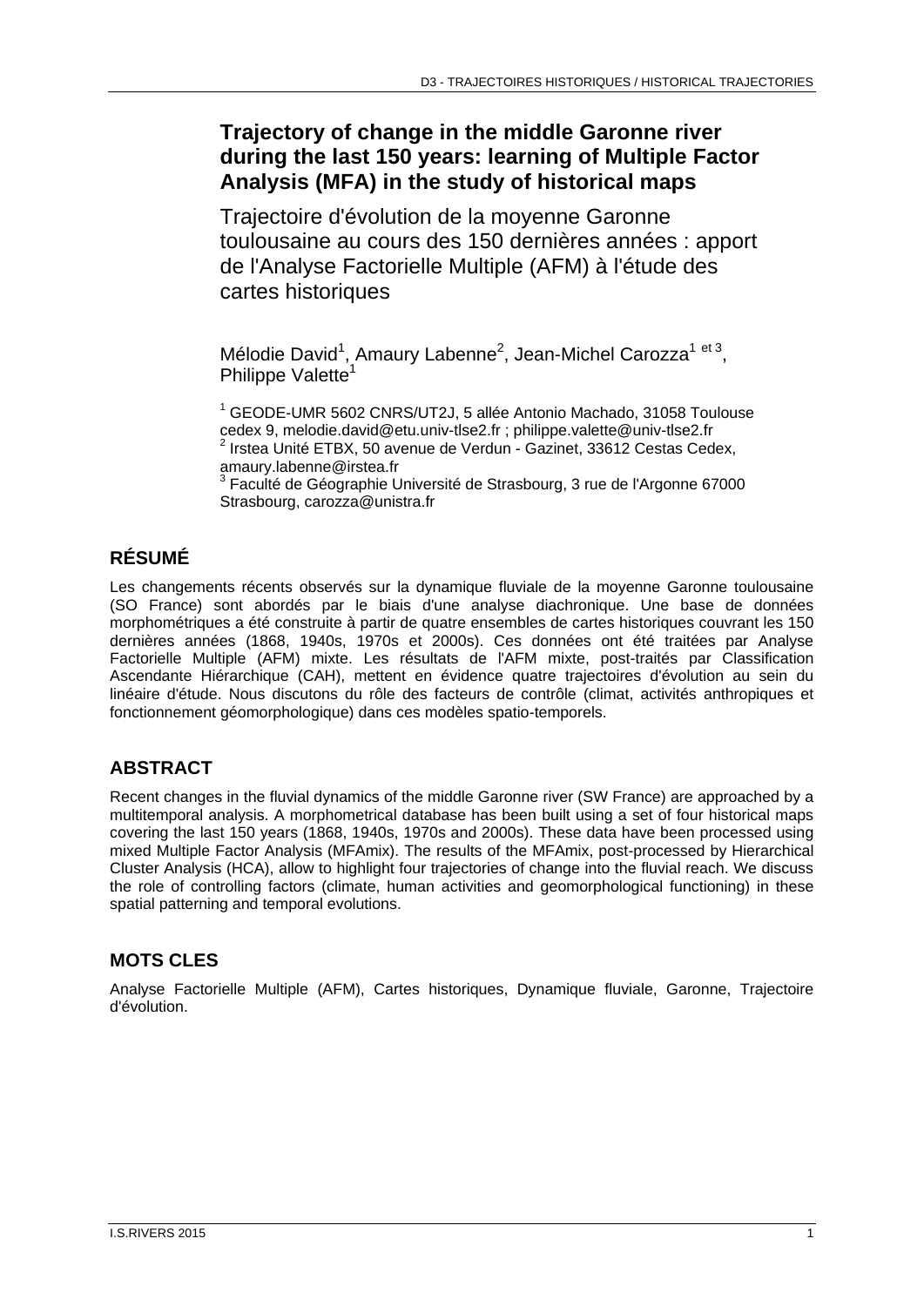# Trajectory of change in the middle Garonne river during the last 150 years: learning of Multiple Factor Analysis (MFA) in the study of historical maps

## Trajectoire d'évolution de la moyenne Garonne toulousaine au cours des 150 dernières années : apport de l'Analyse Factorielle Multiple (AFM) à l'étude des cartes historiques

Mélodie David[1], Amaury Labenne[2], Jean-Michel Carozza[1 et 3], Philippe Valette[1]

[1] GEODE-UMR 5602 CNRS/UT2J, 5 allée Antonio Machado, 31058 Toulouse cedex 9, melodie.david@etu.univ-tlse2.fr ; philippe.valette@univ-tlse2.fr
[2] Irstea Unité ETBX, 50 avenue de Verdun - Gazinet, 33612 Cestas Cedex, amaury.labenne@irstea.fr
[3] Faculté de Géographie Université de Strasbourg, 3 rue de l'Argonne 67000 Strasbourg, carozza@unistra.fr

## RÉSUMÉ

Les changements récents observés sur la dynamique fluviale de la moyenne Garonne toulousaine (SO France) sont abordés par le biais d'une analyse diachronique. Une base de données morphométriques a été construite à partir de quatre ensembles de cartes historiques couvrant les 150 dernières années (1868, 1940s, 1970s et 2000s). Ces données ont été traitées par Analyse Factorielle Multiple (AFM) mixte. Les résultats de l'AFM mixte, post-traités par Classification Ascendante Hiérarchique (CAH), mettent en évidence quatre trajectoires d'évolution au sein du linéaire d'étude. Nous discutons du rôle des facteurs de contrôle (climat, activités anthropiques et fonctionnement géomorphologique) dans ces modèles spatio-temporels.

## ABSTRACT

Recent changes in the fluvial dynamics of the middle Garonne river (SW France) are approached by a multitemporal analysis. A morphometrical database has been built using a set of four historical maps covering the last 150 years (1868, 1940s, 1970s and 2000s). These data have been processed using mixed Multiple Factor Analysis (MFAmix). The results of the MFAmix, post-processed by Hierarchical Cluster Analysis (HCA), allow to highlight four trajectories of change into the fluvial reach. We discuss the role of controlling factors (climate, human activities and geomorphological functioning) in these spatial patterning and temporal evolutions.

## MOTS CLES

Analyse Factorielle Multiple (AFM), Cartes historiques, Dynamique fluviale, Garonne, Trajectoire d'évolution.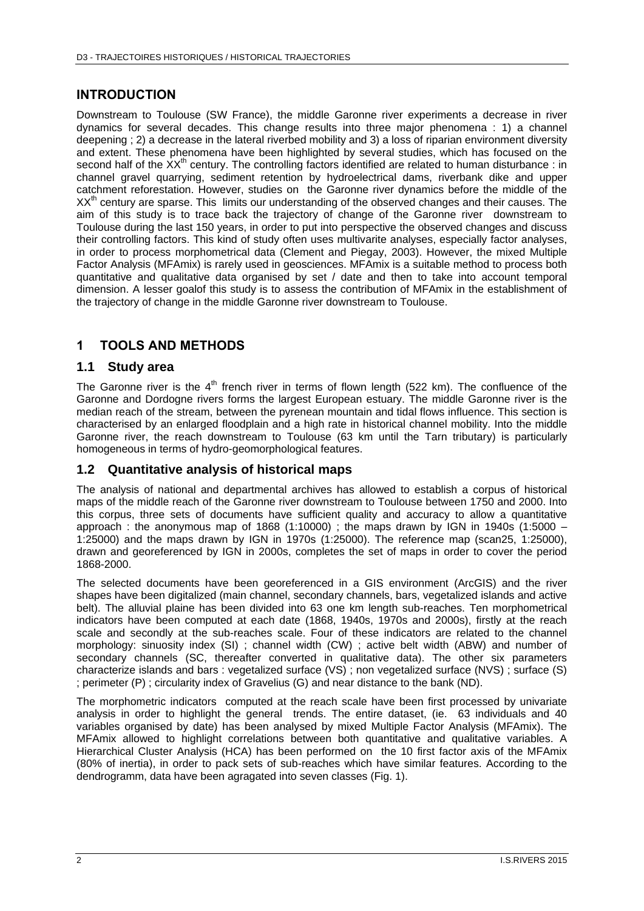## INTRODUCTION

Downstream to Toulouse (SW France), the middle Garonne river experiments a decrease in river dynamics for several decades. This change results into three major phenomena : 1) a channel deepening ; 2) a decrease in the lateral riverbed mobility and 3) a loss of riparian environment diversity and extent. These phenomena have been highlighted by several studies, which has focused on the second half of the $XX^{th}$ century. The controlling factors identified are related to human disturbance : in channel gravel quarrying, sediment retention by hydroelectrical dams, riverbank dike and upper catchment reforestation. However, studies on the Garonne river dynamics before the middle of the $XX^{th}$ century are sparse. This limits our understanding of the observed changes and their causes. The aim of this study is to trace back the trajectory of change of the Garonne river downstream to Toulouse during the last 150 years, in order to put into perspective the observed changes and discuss their controlling factors. This kind of study often uses multivarite analyses, especially factor analyses, in order to process morphometrical data (Clement and Piegay, 2003). However, the mixed Multiple Factor Analysis (MFAmix) is rarely used in geosciences. MFAmix is a suitable method to process both quantitative and qualitative data organised by set / date and then to take into account temporal dimension. A lesser goalof this study is to assess the contribution of MFAmix in the establishment of the trajectory of change in the middle Garonne river downstream to Toulouse.

## 1 TOOLS AND METHODS

### 1.1 Study area

The Garonne river is the $4^{th}$ french river in terms of flown length (522 km). The confluence of the Garonne and Dordogne rivers forms the largest European estuary. The middle Garonne river is the median reach of the stream, between the pyrenean mountain and tidal flows influence. This section is characterised by an enlarged floodplain and a high rate in historical channel mobility. Into the middle Garonne river, the reach downstream to Toulouse (63 km until the Tarn tributary) is particularly homogeneous in terms of hydro-geomorphological features.

### 1.2 Quantitative analysis of historical maps

The analysis of national and departmental archives has allowed to establish a corpus of historical maps of the middle reach of the Garonne river downstream to Toulouse between 1750 and 2000. Into this corpus, three sets of documents have sufficient quality and accuracy to allow a quantitative approach : the anonymous map of 1868 (1:10000) ; the maps drawn by IGN in 1940s (1:5000 – 1:25000) and the maps drawn by IGN in 1970s (1:25000). The reference map (scan25, 1:25000), drawn and georeferenced by IGN in 2000s, completes the set of maps in order to cover the period 1868-2000.

The selected documents have been georeferenced in a GIS environment (ArcGIS) and the river shapes have been digitalized (main channel, secondary channels, bars, vegetalized islands and active belt). The alluvial plaine has been divided into 63 one km length sub-reaches. Ten morphometrical indicators have been computed at each date (1868, 1940s, 1970s and 2000s), firstly at the reach scale and secondly at the sub-reaches scale. Four of these indicators are related to the channel morphology: sinuosity index (SI) ; channel width (CW) ; active belt width (ABW) and number of secondary channels (SC, thereafter converted in qualitative data). The other six parameters characterize islands and bars : vegetalized surface (VS) ; non vegetalized surface (NVS) ; surface (S) ; perimeter (P) ; circularity index of Gravelius (G) and near distance to the bank (ND).

The morphometric indicators computed at the reach scale have been first processed by univariate analysis in order to highlight the general trends. The entire dataset, (ie. 63 individuals and 40 variables organised by date) has been analysed by mixed Multiple Factor Analysis (MFAmix). The MFAmix allowed to highlight correlations between both quantitative and qualitative variables. A Hierarchical Cluster Analysis (HCA) has been performed on the 10 first factor axis of the MFAmix (80% of inertia), in order to pack sets of sub-reaches which have similar features. According to the dendrogramm, data have been agragated into seven classes (Fig. 1).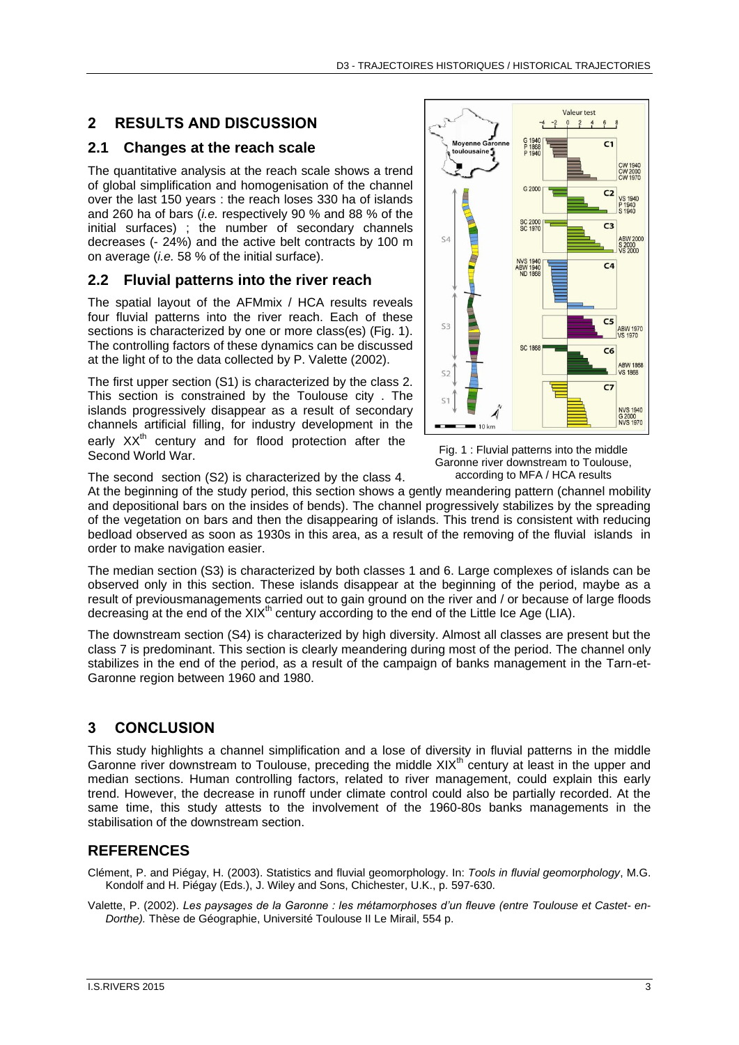## 2 RESULTS AND DISCUSSION

### 2.1 Changes at the reach scale

The quantitative analysis at the reach scale shows a trend of global simplification and homogenisation of the channel over the last 150 years : the reach loses 330 ha of islands and 260 ha of bars (*i.e.* respectively 90 % and 88 % of the initial surfaces) ; the number of secondary channels decreases (- 24%) and the active belt contracts by 100 m on average (*i.e.* 58 % of the initial surface).

### 2.2 Fluvial patterns into the river reach

The spatial layout of the AFMmix / HCA results reveals four fluvial patterns into the river reach. Each of these sections is characterized by one or more class(es) (Fig. 1). The controlling factors of these dynamics can be discussed at the light of to the data collected by P. Valette (2002).

The first upper section (S1) is characterized by the class 2. This section is constrained by the Toulouse city . The islands progressively disappear as a result of secondary channels artificial filling, for industry development in the early XX[th] century and for flood protection after the Second World War.

Valeur test

-4 -2 0 2 4 6 8

Moyenne Garonne toulousaine

C1: G 1940, P 1868, P 1940; CW 1940, CW 2000, CW 1970

C2: G 2000; VS 1940, P 1940, S 1940

C3: SC 2000, SC 1970; ABW 2000, S 2000, VS 2000

C4: NVS 1940, ABW 1940, ND 1868

C5: ABW 1970, VS 1970

C6: SC 1868; ABW 1868, VS 1868

C7: NVS 1940, G 2000, NVS 1970

S4, S3, S2, S1

10 km

Fig. 1 : Fluvial patterns into the middle Garonne river downstream to Toulouse, according to MFA / HCA results

The second section (S2) is characterized by the class 4. At the beginning of the study period, this section shows a gently meandering pattern (channel mobility and depositional bars on the insides of bends). The channel progressively stabilizes by the spreading of the vegetation on bars and then the disappearing of islands. This trend is consistent with reducing bedload observed as soon as 1930s in this area, as a result of the removing of the fluvial islands in order to make navigation easier.

The median section (S3) is characterized by both classes 1 and 6. Large complexes of islands can be observed only in this section. These islands disappear at the beginning of the period, maybe as a result of previousmanagements carried out to gain ground on the river and / or because of large floods decreasing at the end of the XIX[th] century according to the end of the Little Ice Age (LIA).

The downstream section (S4) is characterized by high diversity. Almost all classes are present but the class 7 is predominant. This section is clearly meandering during most of the period. The channel only stabilizes in the end of the period, as a result of the campaign of banks management in the Tarn-et-Garonne region between 1960 and 1980.

## 3 CONCLUSION

This study highlights a channel simplification and a lose of diversity in fluvial patterns in the middle Garonne river downstream to Toulouse, preceding the middle XIX[th] century at least in the upper and median sections. Human controlling factors, related to river management, could explain this early trend. However, the decrease in runoff under climate control could also be partially recorded. At the same time, this study attests to the involvement of the 1960-80s banks managements in the stabilisation of the downstream section.

## REFERENCES

Clément, P. and Piégay, H. (2003). Statistics and fluvial geomorphology. In: *Tools in fluvial geomorphology*, M.G. Kondolf and H. Piégay (Eds.), J. Wiley and Sons, Chichester, U.K., p. 597-630.

Valette, P. (2002). *Les paysages de la Garonne : les métamorphoses d'un fleuve (entre Toulouse et Castet- en-Dorthe).* Thèse de Géographie, Université Toulouse II Le Mirail, 554 p.